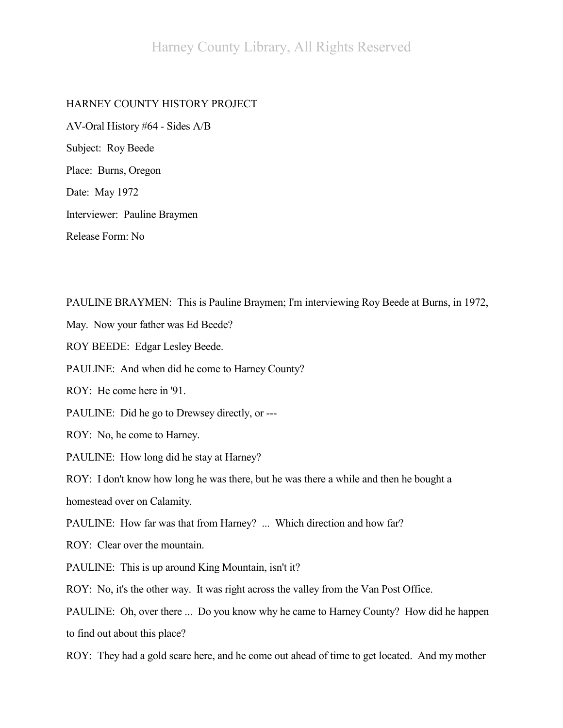HARNEY COUNTY HISTORY PROJECT

AV-Oral History #64 - Sides A/B

Subject: Roy Beede

Place: Burns, Oregon

Date: May 1972

Interviewer: Pauline Braymen

Release Form: No

PAULINE BRAYMEN: This is Pauline Braymen; I'm interviewing Roy Beede at Burns, in 1972, May. Now your father was Ed Beede?

ROY BEEDE: Edgar Lesley Beede.

PAULINE: And when did he come to Harney County?

ROY: He come here in '91.

PAULINE: Did he go to Drewsey directly, or ---

ROY: No, he come to Harney.

PAULINE: How long did he stay at Harney?

ROY: I don't know how long he was there, but he was there a while and then he bought a homestead over on Calamity.

PAULINE: How far was that from Harney? ... Which direction and how far?

ROY: Clear over the mountain.

PAULINE: This is up around King Mountain, isn't it?

ROY: No, it's the other way. It was right across the valley from the Van Post Office.

PAULINE: Oh, over there ... Do you know why he came to Harney County? How did he happen to find out about this place?

ROY: They had a gold scare here, and he come out ahead of time to get located. And my mother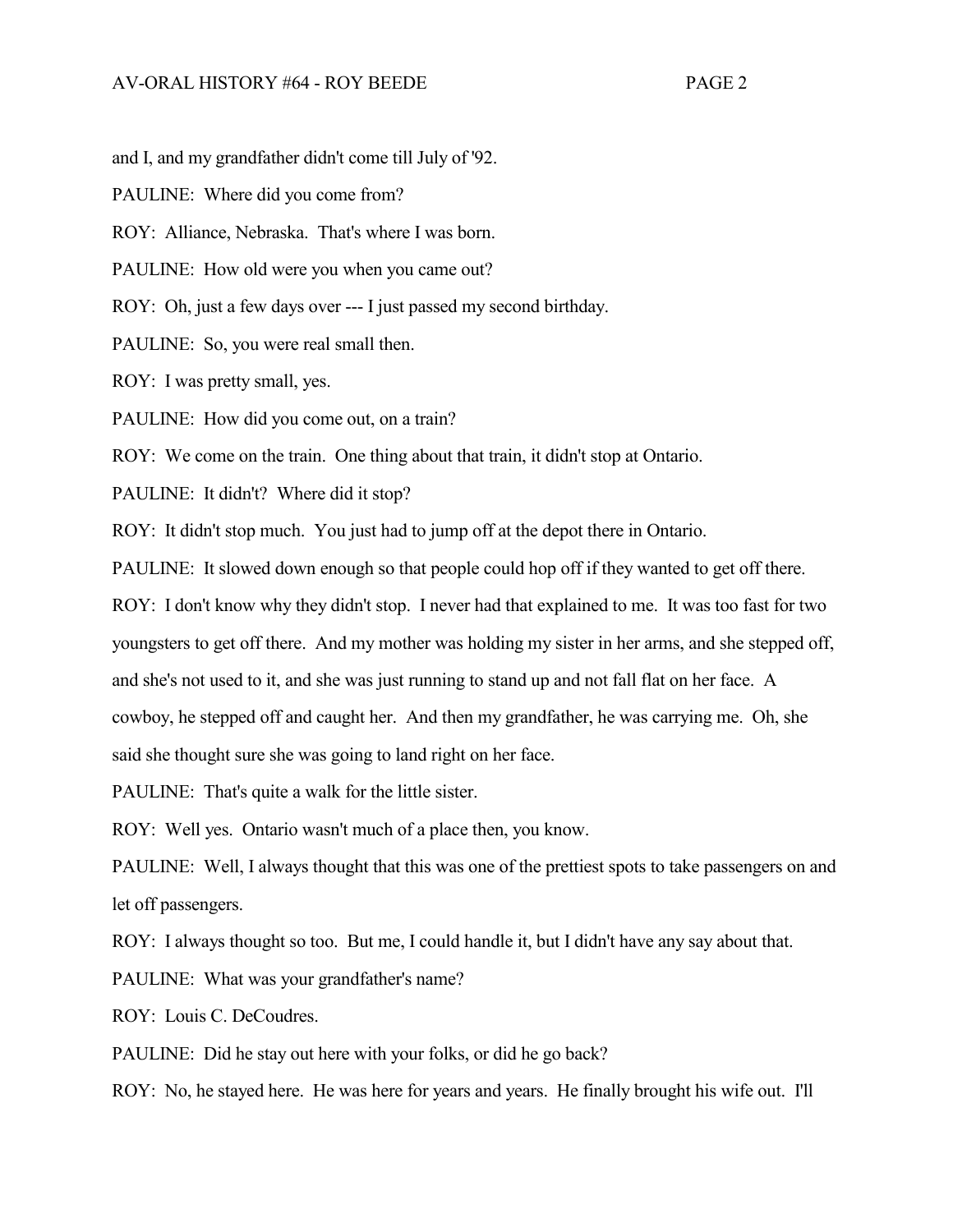and I, and my grandfather didn't come till July of '92.

PAULINE: Where did you come from?

ROY: Alliance, Nebraska. That's where I was born.

PAULINE: How old were you when you came out?

ROY: Oh, just a few days over --- I just passed my second birthday.

PAULINE: So, you were real small then.

ROY: I was pretty small, yes.

PAULINE: How did you come out, on a train?

ROY: We come on the train. One thing about that train, it didn't stop at Ontario.

PAULINE: It didn't? Where did it stop?

ROY: It didn't stop much. You just had to jump off at the depot there in Ontario.

PAULINE: It slowed down enough so that people could hop off if they wanted to get off there.

ROY: I don't know why they didn't stop. I never had that explained to me. It was too fast for two youngsters to get off there. And my mother was holding my sister in her arms, and she stepped off, and she's not used to it, and she was just running to stand up and not fall flat on her face. A cowboy, he stepped off and caught her. And then my grandfather, he was carrying me. Oh, she said she thought sure she was going to land right on her face.

PAULINE: That's quite a walk for the little sister.

ROY: Well yes. Ontario wasn't much of a place then, you know.

PAULINE: Well, I always thought that this was one of the prettiest spots to take passengers on and let off passengers.

ROY: I always thought so too. But me, I could handle it, but I didn't have any say about that.

PAULINE: What was your grandfather's name?

ROY: Louis C. DeCoudres.

PAULINE: Did he stay out here with your folks, or did he go back?

ROY: No, he stayed here. He was here for years and years. He finally brought his wife out. I'll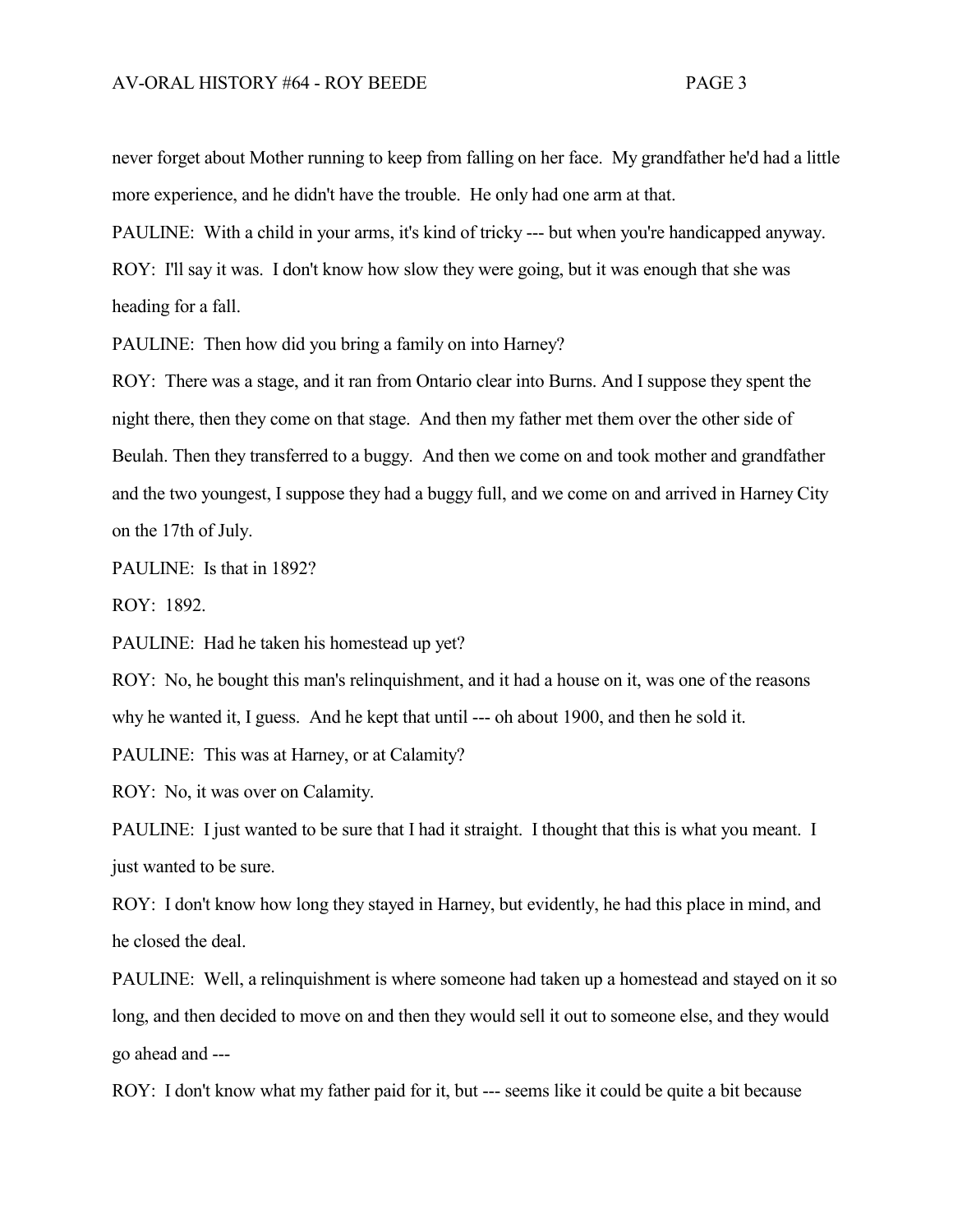never forget about Mother running to keep from falling on her face. My grandfather he'd had a little more experience, and he didn't have the trouble. He only had one arm at that.

PAULINE: With a child in your arms, it's kind of tricky --- but when you're handicapped anyway.

ROY: I'll say it was. I don't know how slow they were going, but it was enough that she was heading for a fall.

PAULINE: Then how did you bring a family on into Harney?

ROY: There was a stage, and it ran from Ontario clear into Burns. And I suppose they spent the night there, then they come on that stage. And then my father met them over the other side of Beulah. Then they transferred to a buggy. And then we come on and took mother and grandfather and the two youngest, I suppose they had a buggy full, and we come on and arrived in Harney City on the 17th of July.

PAULINE: Is that in 1892?

ROY: 1892.

PAULINE: Had he taken his homestead up yet?

ROY: No, he bought this man's relinquishment, and it had a house on it, was one of the reasons why he wanted it, I guess. And he kept that until --- oh about 1900, and then he sold it.

PAULINE: This was at Harney, or at Calamity?

ROY: No, it was over on Calamity.

PAULINE: I just wanted to be sure that I had it straight. I thought that this is what you meant. I just wanted to be sure.

ROY: I don't know how long they stayed in Harney, but evidently, he had this place in mind, and he closed the deal.

PAULINE: Well, a relinquishment is where someone had taken up a homestead and stayed on it so long, and then decided to move on and then they would sell it out to someone else, and they would go ahead and ---

ROY: I don't know what my father paid for it, but --- seems like it could be quite a bit because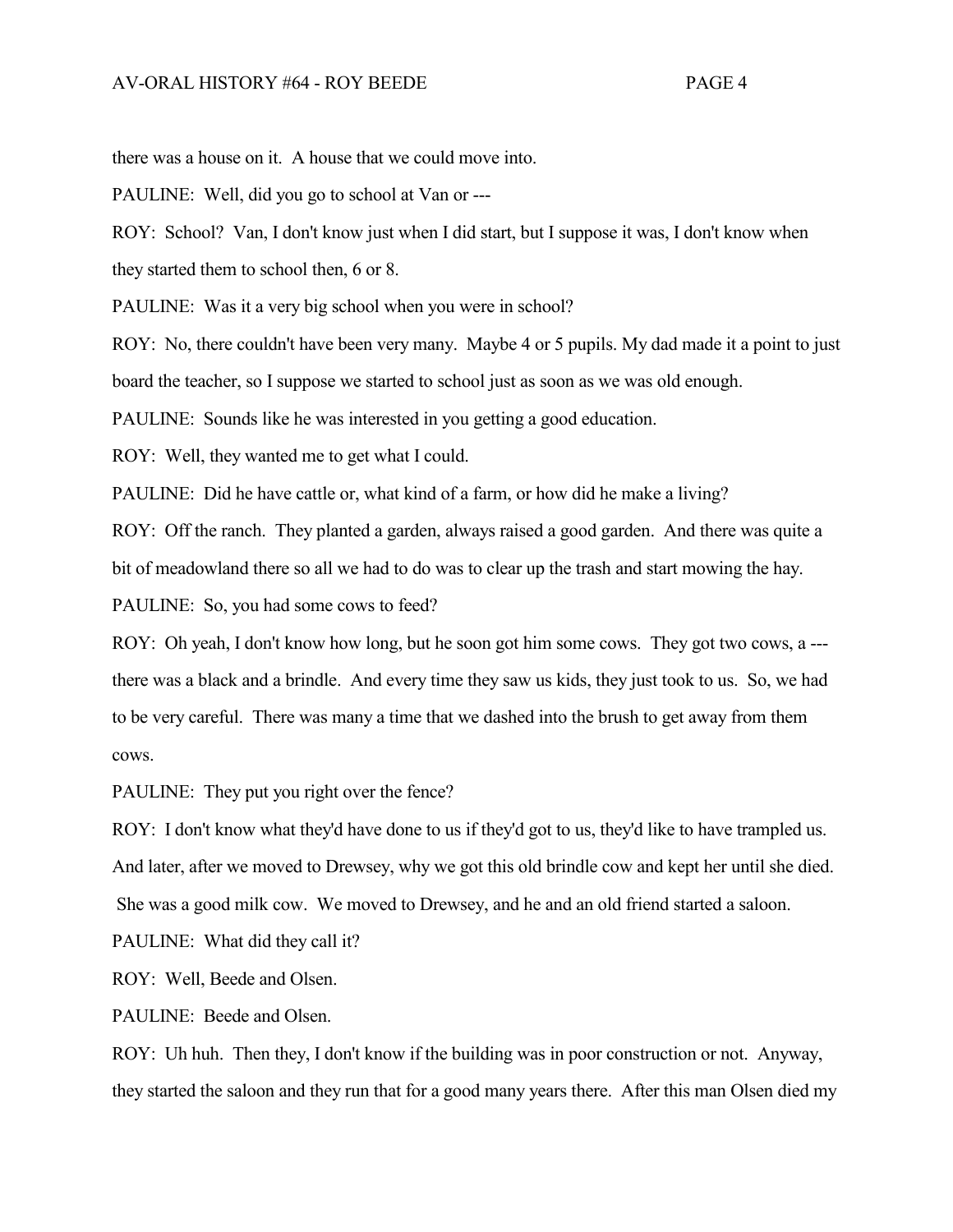there was a house on it. A house that we could move into.

PAULINE: Well, did you go to school at Van or ---

ROY: School? Van, I don't know just when I did start, but I suppose it was, I don't know when they started them to school then, 6 or 8.

PAULINE: Was it a very big school when you were in school?

ROY: No, there couldn't have been very many. Maybe 4 or 5 pupils. My dad made it a point to just board the teacher, so I suppose we started to school just as soon as we was old enough.

PAULINE: Sounds like he was interested in you getting a good education.

ROY: Well, they wanted me to get what I could.

PAULINE: Did he have cattle or, what kind of a farm, or how did he make a living?

ROY: Off the ranch. They planted a garden, always raised a good garden. And there was quite a bit of meadowland there so all we had to do was to clear up the trash and start mowing the hay.

PAULINE: So, you had some cows to feed?

ROY: Oh yeah, I don't know how long, but he soon got him some cows. They got two cows, a --- there was a black and a brindle. And every time they saw us kids, they just took to us. So, we had to be very careful. There was many a time that we dashed into the brush to get away from them cows.

PAULINE: They put you right over the fence?

ROY: I don't know what they'd have done to us if they'd got to us, they'd like to have trampled us. And later, after we moved to Drewsey, why we got this old brindle cow and kept her until she died. She was a good milk cow. We moved to Drewsey, and he and an old friend started a saloon.

PAULINE: What did they call it?

ROY: Well, Beede and Olsen.

PAULINE: Beede and Olsen.

ROY: Uh huh. Then they, I don't know if the building was in poor construction or not. Anyway, they started the saloon and they run that for a good many years there. After this man Olsen died my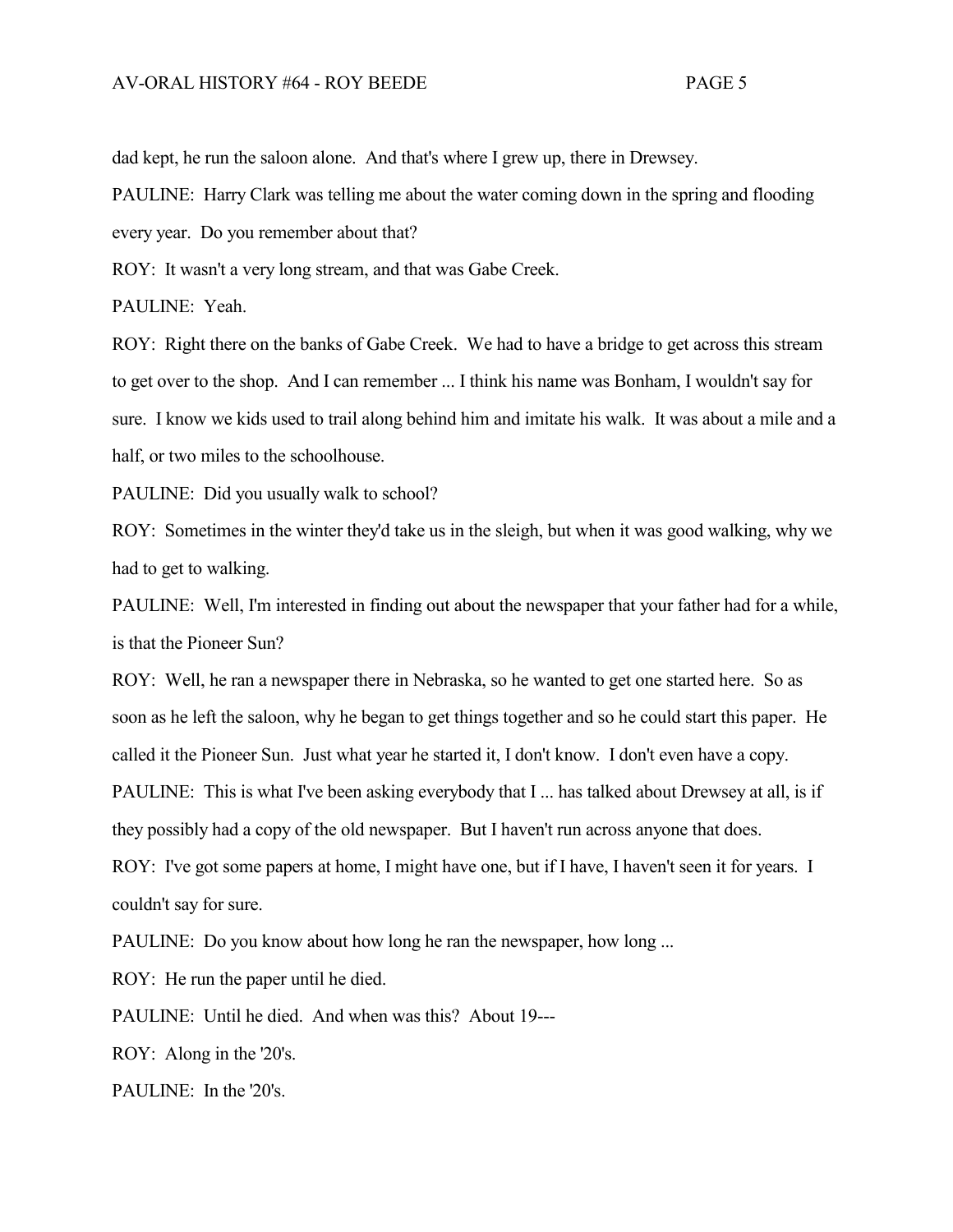dad kept, he run the saloon alone. And that's where I grew up, there in Drewsey.

PAULINE: Harry Clark was telling me about the water coming down in the spring and flooding every year. Do you remember about that?

ROY: It wasn't a very long stream, and that was Gabe Creek.

PAULINE: Yeah.

ROY: Right there on the banks of Gabe Creek. We had to have a bridge to get across this stream to get over to the shop. And I can remember ... I think his name was Bonham, I wouldn't say for sure. I know we kids used to trail along behind him and imitate his walk. It was about a mile and a half, or two miles to the schoolhouse.

PAULINE: Did you usually walk to school?

ROY: Sometimes in the winter they'd take us in the sleigh, but when it was good walking, why we had to get to walking.

PAULINE: Well, I'm interested in finding out about the newspaper that your father had for a while, is that the Pioneer Sun?

ROY: Well, he ran a newspaper there in Nebraska, so he wanted to get one started here. So as soon as he left the saloon, why he began to get things together and so he could start this paper. He called it the Pioneer Sun. Just what year he started it, I don't know. I don't even have a copy.

PAULINE: This is what I've been asking everybody that I ... has talked about Drewsey at all, is if they possibly had a copy of the old newspaper. But I haven't run across anyone that does.

ROY: I've got some papers at home, I might have one, but if I have, I haven't seen it for years. I couldn't say for sure.

PAULINE: Do you know about how long he ran the newspaper, how long ...

ROY: He run the paper until he died.

PAULINE: Until he died. And when was this? About 19---

ROY: Along in the '20's.

PAULINE: In the '20's.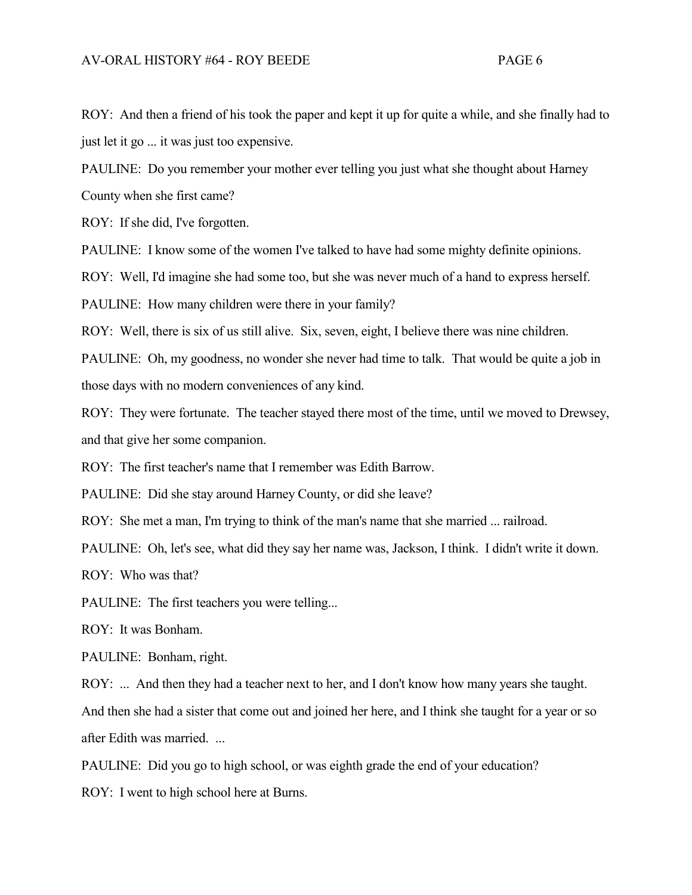ROY: And then a friend of his took the paper and kept it up for quite a while, and she finally had to just let it go ... it was just too expensive.

PAULINE: Do you remember your mother ever telling you just what she thought about Harney County when she first came?

ROY: If she did, I've forgotten.

PAULINE: I know some of the women I've talked to have had some mighty definite opinions.

ROY: Well, I'd imagine she had some too, but she was never much of a hand to express herself.

PAULINE: How many children were there in your family?

ROY: Well, there is six of us still alive. Six, seven, eight, I believe there was nine children.

PAULINE: Oh, my goodness, no wonder she never had time to talk. That would be quite a job in those days with no modern conveniences of any kind.

ROY: They were fortunate. The teacher stayed there most of the time, until we moved to Drewsey, and that give her some companion.

ROY: The first teacher's name that I remember was Edith Barrow.

PAULINE: Did she stay around Harney County, or did she leave?

ROY: She met a man, I'm trying to think of the man's name that she married ... railroad.

PAULINE: Oh, let's see, what did they say her name was, Jackson, I think. I didn't write it down.

ROY: Who was that?

PAULINE: The first teachers you were telling...

ROY: It was Bonham.

PAULINE: Bonham, right.

ROY: ... And then they had a teacher next to her, and I don't know how many years she taught. And then she had a sister that come out and joined her here, and I think she taught for a year or so after Edith was married. ...

PAULINE: Did you go to high school, or was eighth grade the end of your education?

ROY: I went to high school here at Burns.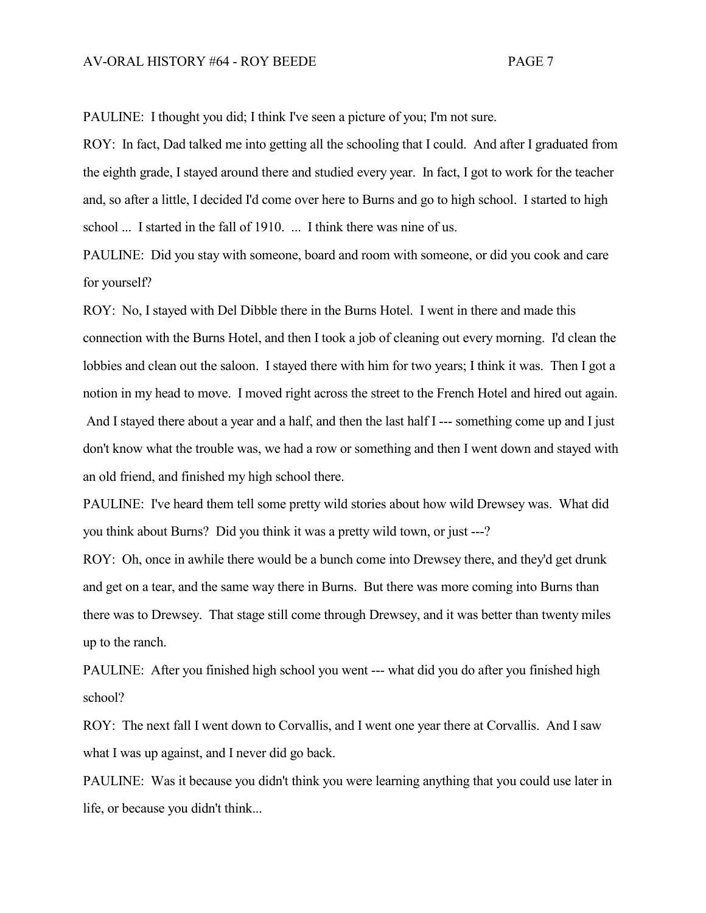PAULINE: I thought you did; I think I've seen a picture of you; I'm not sure.

ROY: In fact, Dad talked me into getting all the schooling that I could. And after I graduated from the eighth grade, I stayed around there and studied every year. In fact, I got to work for the teacher and, so after a little, I decided I'd come over here to Burns and go to high school. I started to high school ... I started in the fall of 1910. ... I think there was nine of us.

PAULINE: Did you stay with someone, board and room with someone, or did you cook and care for yourself?

ROY: No, I stayed with Del Dibble there in the Burns Hotel. I went in there and made this connection with the Burns Hotel, and then I took a job of cleaning out every morning. I'd clean the lobbies and clean out the saloon. I stayed there with him for two years; I think it was. Then I got a notion in my head to move. I moved right across the street to the French Hotel and hired out again. And I stayed there about a year and a half, and then the last half I --- something come up and I just don't know what the trouble was, we had a row or something and then I went down and stayed with an old friend, and finished my high school there.

PAULINE: I've heard them tell some pretty wild stories about how wild Drewsey was. What did you think about Burns? Did you think it was a pretty wild town, or just ---?

ROY: Oh, once in awhile there would be a bunch come into Drewsey there, and they'd get drunk and get on a tear, and the same way there in Burns. But there was more coming into Burns than there was to Drewsey. That stage still come through Drewsey, and it was better than twenty miles up to the ranch.

PAULINE: After you finished high school you went --- what did you do after you finished high school?

ROY: The next fall I went down to Corvallis, and I went one year there at Corvallis. And I saw what I was up against, and I never did go back.

PAULINE: Was it because you didn't think you were learning anything that you could use later in life, or because you didn't think...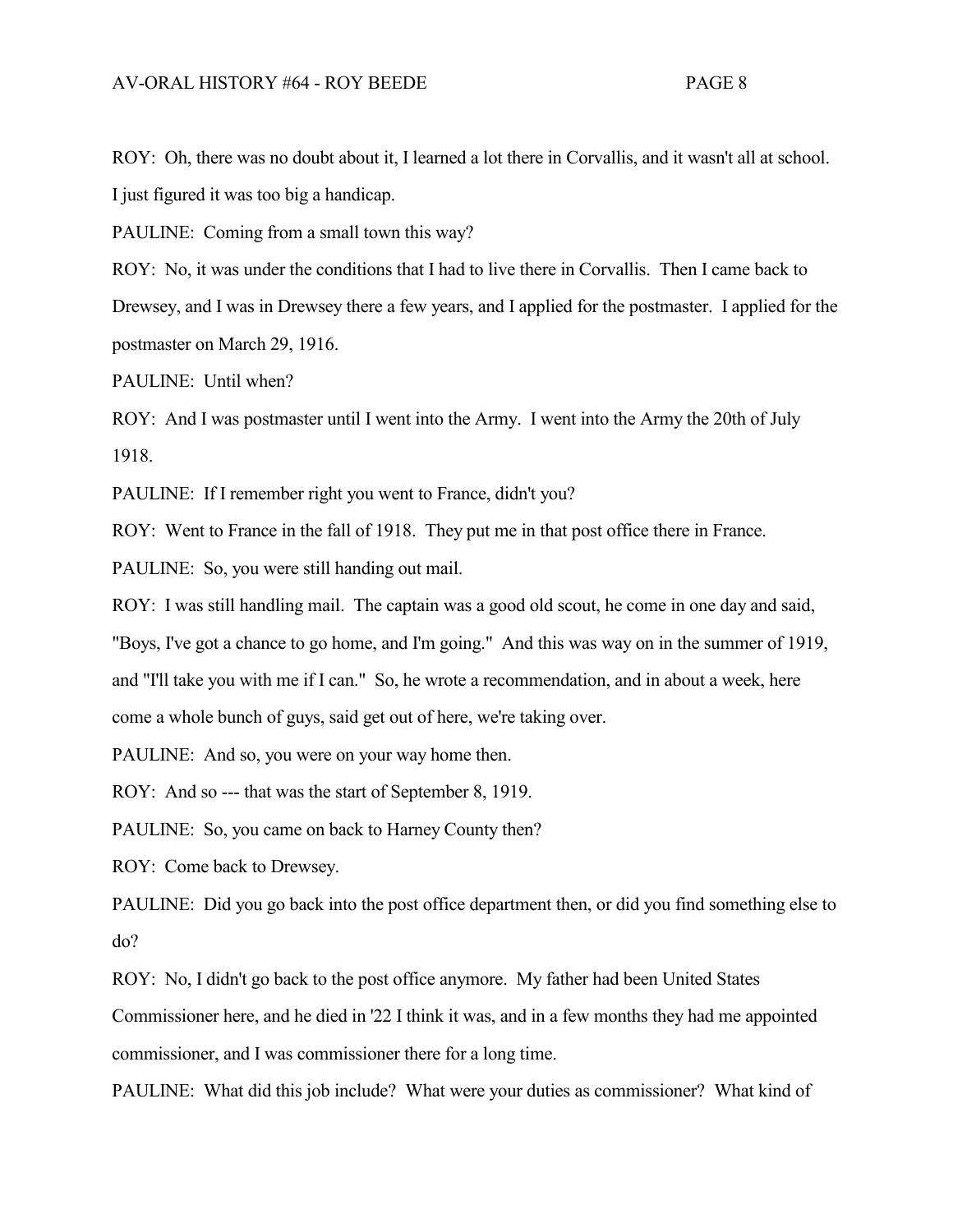ROY: Oh, there was no doubt about it, I learned a lot there in Corvallis, and it wasn't all at school. I just figured it was too big a handicap.

PAULINE: Coming from a small town this way?

ROY: No, it was under the conditions that I had to live there in Corvallis. Then I came back to Drewsey, and I was in Drewsey there a few years, and I applied for the postmaster. I applied for the postmaster on March 29, 1916.

PAULINE: Until when?

ROY: And I was postmaster until I went into the Army. I went into the Army the 20th of July 1918.

PAULINE: If I remember right you went to France, didn't you?

ROY: Went to France in the fall of 1918. They put me in that post office there in France.

PAULINE: So, you were still handing out mail.

ROY: I was still handling mail. The captain was a good old scout, he come in one day and said, "Boys, I've got a chance to go home, and I'm going." And this was way on in the summer of 1919, and "I'll take you with me if I can." So, he wrote a recommendation, and in about a week, here come a whole bunch of guys, said get out of here, we're taking over.

PAULINE: And so, you were on your way home then.

ROY: And so --- that was the start of September 8, 1919.

PAULINE: So, you came on back to Harney County then?

ROY: Come back to Drewsey.

PAULINE: Did you go back into the post office department then, or did you find something else to do?

ROY: No, I didn't go back to the post office anymore. My father had been United States Commissioner here, and he died in '22 I think it was, and in a few months they had me appointed commissioner, and I was commissioner there for a long time.

PAULINE: What did this job include? What were your duties as commissioner? What kind of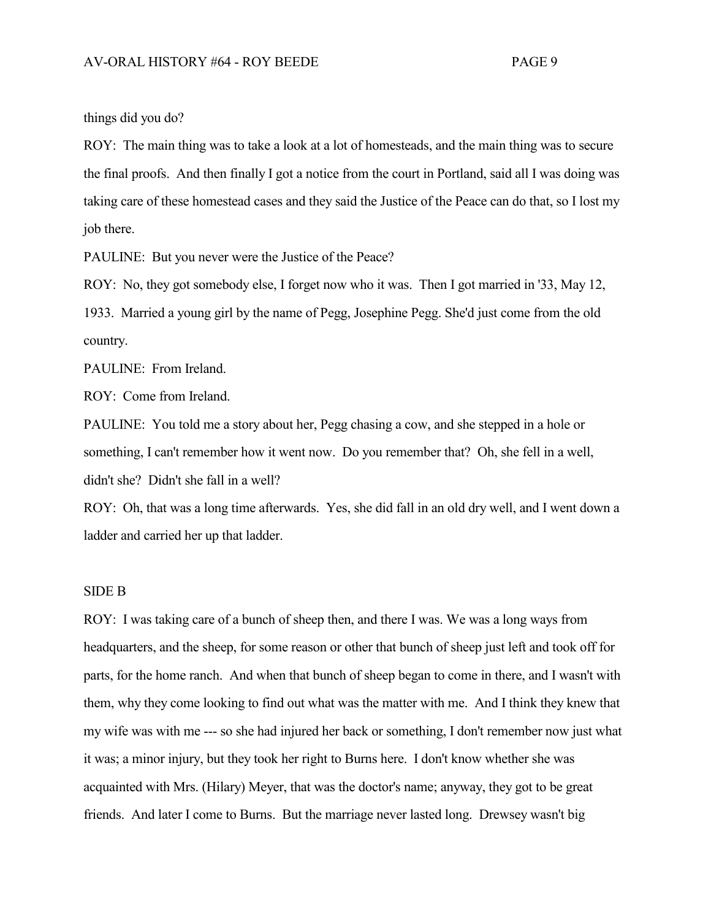things did you do?

ROY: The main thing was to take a look at a lot of homesteads, and the main thing was to secure the final proofs. And then finally I got a notice from the court in Portland, said all I was doing was taking care of these homestead cases and they said the Justice of the Peace can do that, so I lost my job there.

PAULINE: But you never were the Justice of the Peace?

ROY: No, they got somebody else, I forget now who it was. Then I got married in '33, May 12, 1933. Married a young girl by the name of Pegg, Josephine Pegg. She'd just come from the old country.

PAULINE: From Ireland.

ROY: Come from Ireland.

PAULINE: You told me a story about her, Pegg chasing a cow, and she stepped in a hole or something, I can't remember how it went now. Do you remember that? Oh, she fell in a well, didn't she? Didn't she fall in a well?

ROY: Oh, that was a long time afterwards. Yes, she did fall in an old dry well, and I went down a ladder and carried her up that ladder.

SIDE B

ROY: I was taking care of a bunch of sheep then, and there I was. We was a long ways from headquarters, and the sheep, for some reason or other that bunch of sheep just left and took off for parts, for the home ranch. And when that bunch of sheep began to come in there, and I wasn't with them, why they come looking to find out what was the matter with me. And I think they knew that my wife was with me --- so she had injured her back or something, I don't remember now just what it was; a minor injury, but they took her right to Burns here. I don't know whether she was acquainted with Mrs. (Hilary) Meyer, that was the doctor's name; anyway, they got to be great friends. And later I come to Burns. But the marriage never lasted long. Drewsey wasn't big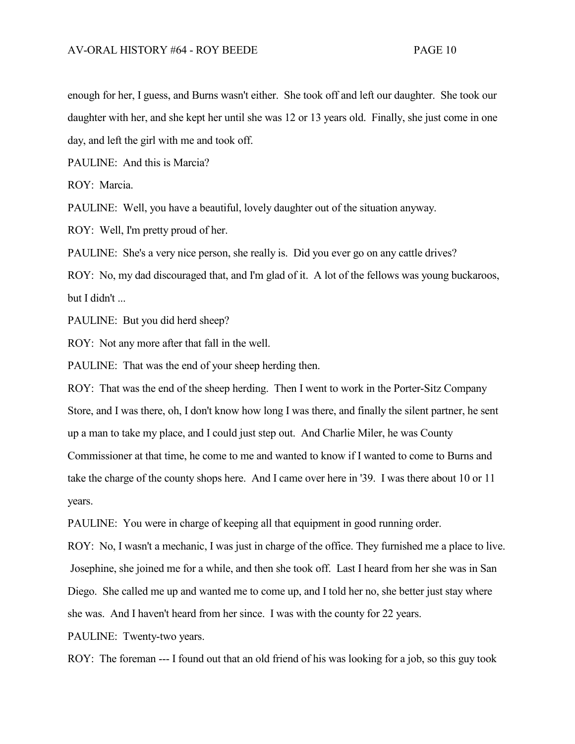enough for her, I guess, and Burns wasn't either. She took off and left our daughter. She took our daughter with her, and she kept her until she was 12 or 13 years old. Finally, she just come in one day, and left the girl with me and took off.

PAULINE: And this is Marcia?

ROY: Marcia.

PAULINE: Well, you have a beautiful, lovely daughter out of the situation anyway.

ROY: Well, I'm pretty proud of her.

PAULINE: She's a very nice person, she really is. Did you ever go on any cattle drives?

ROY: No, my dad discouraged that, and I'm glad of it. A lot of the fellows was young buckaroos, but I didn't ...

PAULINE: But you did herd sheep?

ROY: Not any more after that fall in the well.

PAULINE: That was the end of your sheep herding then.

ROY: That was the end of the sheep herding. Then I went to work in the Porter-Sitz Company Store, and I was there, oh, I don't know how long I was there, and finally the silent partner, he sent up a man to take my place, and I could just step out. And Charlie Miler, he was County Commissioner at that time, he come to me and wanted to know if I wanted to come to Burns and take the charge of the county shops here. And I came over here in '39. I was there about 10 or 11 years.

PAULINE: You were in charge of keeping all that equipment in good running order.

ROY: No, I wasn't a mechanic, I was just in charge of the office. They furnished me a place to live. Josephine, she joined me for a while, and then she took off. Last I heard from her she was in San Diego. She called me up and wanted me to come up, and I told her no, she better just stay where she was. And I haven't heard from her since. I was with the county for 22 years.

PAULINE: Twenty-two years.

ROY: The foreman --- I found out that an old friend of his was looking for a job, so this guy took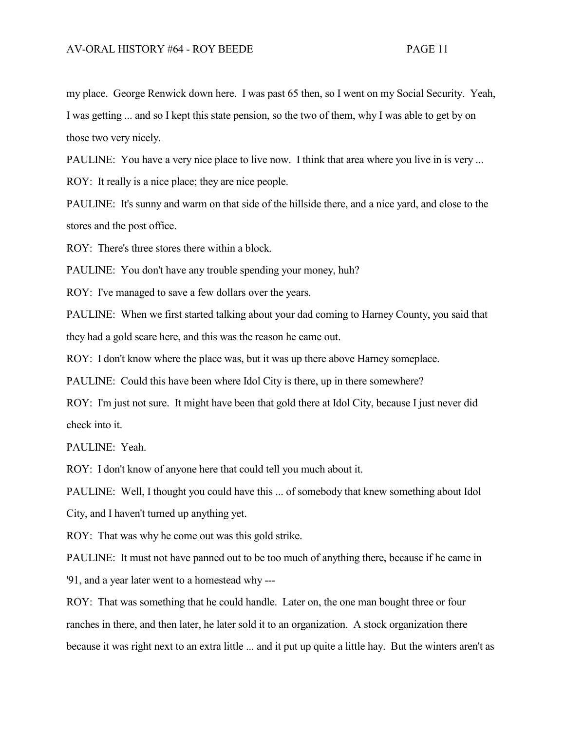my place. George Renwick down here. I was past 65 then, so I went on my Social Security. Yeah, I was getting ... and so I kept this state pension, so the two of them, why I was able to get by on those two very nicely.

PAULINE: You have a very nice place to live now. I think that area where you live in is very ...

ROY: It really is a nice place; they are nice people.

PAULINE: It's sunny and warm on that side of the hillside there, and a nice yard, and close to the stores and the post office.

ROY: There's three stores there within a block.

PAULINE: You don't have any trouble spending your money, huh?

ROY: I've managed to save a few dollars over the years.

PAULINE: When we first started talking about your dad coming to Harney County, you said that they had a gold scare here, and this was the reason he came out.

ROY: I don't know where the place was, but it was up there above Harney someplace.

PAULINE: Could this have been where Idol City is there, up in there somewhere?

ROY: I'm just not sure. It might have been that gold there at Idol City, because I just never did check into it.

PAULINE: Yeah.

ROY: I don't know of anyone here that could tell you much about it.

PAULINE: Well, I thought you could have this ... of somebody that knew something about Idol City, and I haven't turned up anything yet.

ROY: That was why he come out was this gold strike.

PAULINE: It must not have panned out to be too much of anything there, because if he came in '91, and a year later went to a homestead why ---

ROY: That was something that he could handle. Later on, the one man bought three or four ranches in there, and then later, he later sold it to an organization. A stock organization there because it was right next to an extra little ... and it put up quite a little hay. But the winters aren't as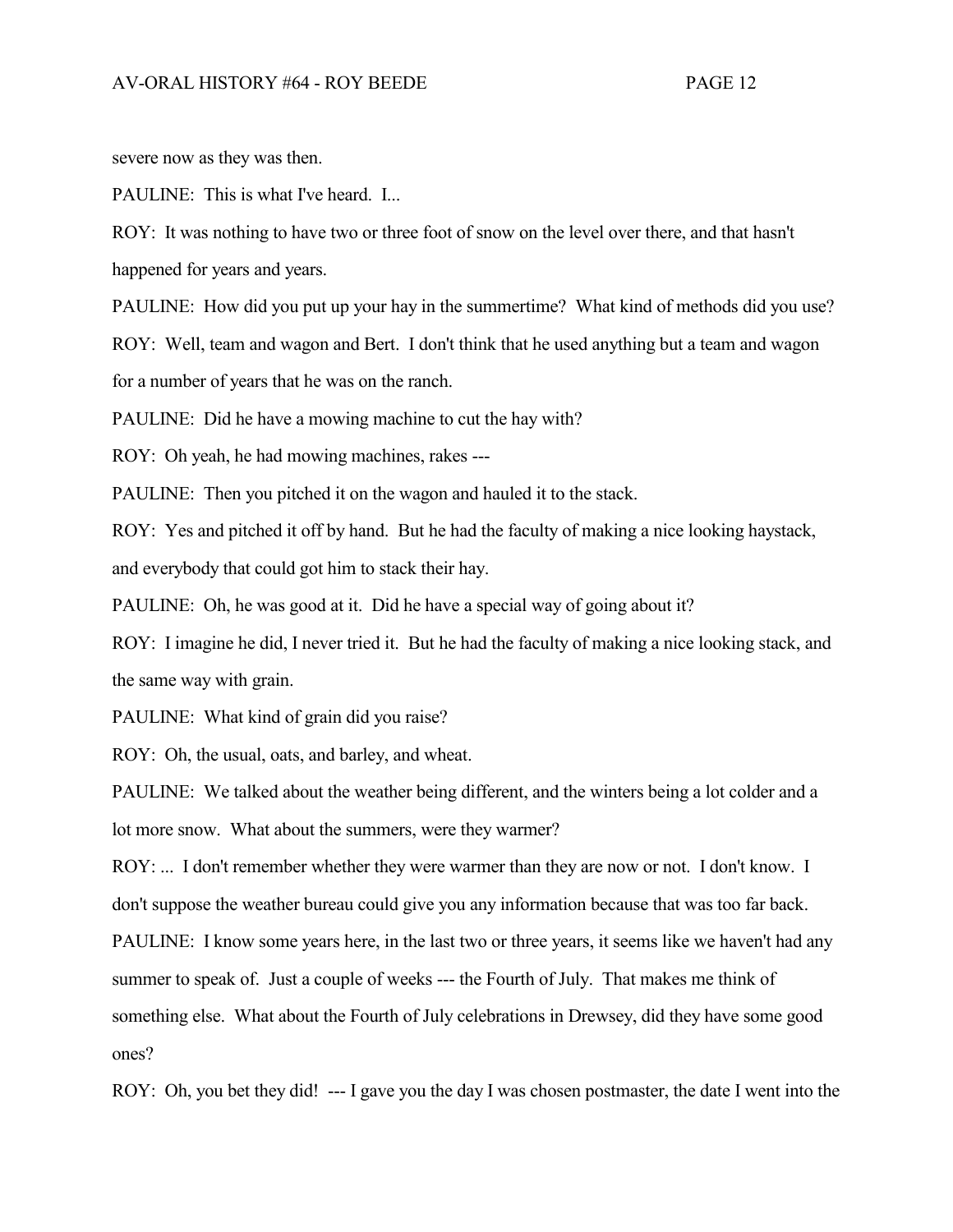severe now as they was then.

PAULINE: This is what I've heard. I...

ROY: It was nothing to have two or three foot of snow on the level over there, and that hasn't happened for years and years.

PAULINE: How did you put up your hay in the summertime? What kind of methods did you use?

ROY: Well, team and wagon and Bert. I don't think that he used anything but a team and wagon for a number of years that he was on the ranch.

PAULINE: Did he have a mowing machine to cut the hay with?

ROY: Oh yeah, he had mowing machines, rakes ---

PAULINE: Then you pitched it on the wagon and hauled it to the stack.

ROY: Yes and pitched it off by hand. But he had the faculty of making a nice looking haystack, and everybody that could got him to stack their hay.

PAULINE: Oh, he was good at it. Did he have a special way of going about it?

ROY: I imagine he did, I never tried it. But he had the faculty of making a nice looking stack, and the same way with grain.

PAULINE: What kind of grain did you raise?

ROY: Oh, the usual, oats, and barley, and wheat.

PAULINE: We talked about the weather being different, and the winters being a lot colder and a lot more snow. What about the summers, were they warmer?

ROY: ... I don't remember whether they were warmer than they are now or not. I don't know. I don't suppose the weather bureau could give you any information because that was too far back.

PAULINE: I know some years here, in the last two or three years, it seems like we haven't had any summer to speak of. Just a couple of weeks --- the Fourth of July. That makes me think of something else. What about the Fourth of July celebrations in Drewsey, did they have some good ones?

ROY: Oh, you bet they did! --- I gave you the day I was chosen postmaster, the date I went into the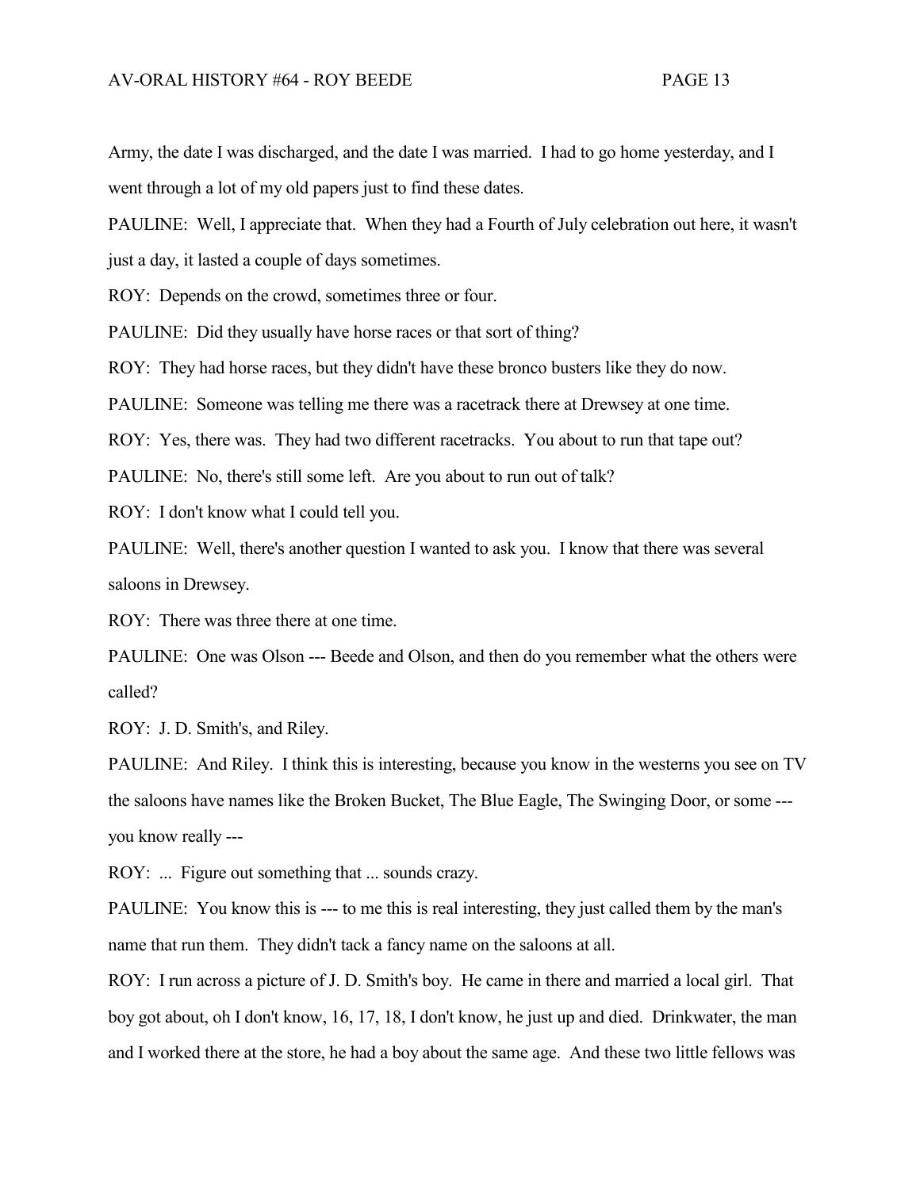Army, the date I was discharged, and the date I was married. I had to go home yesterday, and I went through a lot of my old papers just to find these dates.

PAULINE: Well, I appreciate that. When they had a Fourth of July celebration out here, it wasn't just a day, it lasted a couple of days sometimes.

ROY: Depends on the crowd, sometimes three or four.

PAULINE: Did they usually have horse races or that sort of thing?

ROY: They had horse races, but they didn't have these bronco busters like they do now.

PAULINE: Someone was telling me there was a racetrack there at Drewsey at one time.

ROY: Yes, there was. They had two different racetracks. You about to run that tape out?

PAULINE: No, there's still some left. Are you about to run out of talk?

ROY: I don't know what I could tell you.

PAULINE: Well, there's another question I wanted to ask you. I know that there was several saloons in Drewsey.

ROY: There was three there at one time.

PAULINE: One was Olson --- Beede and Olson, and then do you remember what the others were called?

ROY: J. D. Smith's, and Riley.

PAULINE: And Riley. I think this is interesting, because you know in the westerns you see on TV the saloons have names like the Broken Bucket, The Blue Eagle, The Swinging Door, or some --- you know really ---

ROY: ... Figure out something that ... sounds crazy.

PAULINE: You know this is --- to me this is real interesting, they just called them by the man's name that run them. They didn't tack a fancy name on the saloons at all.

ROY: I run across a picture of J. D. Smith's boy. He came in there and married a local girl. That boy got about, oh I don't know, 16, 17, 18, I don't know, he just up and died. Drinkwater, the man and I worked there at the store, he had a boy about the same age. And these two little fellows was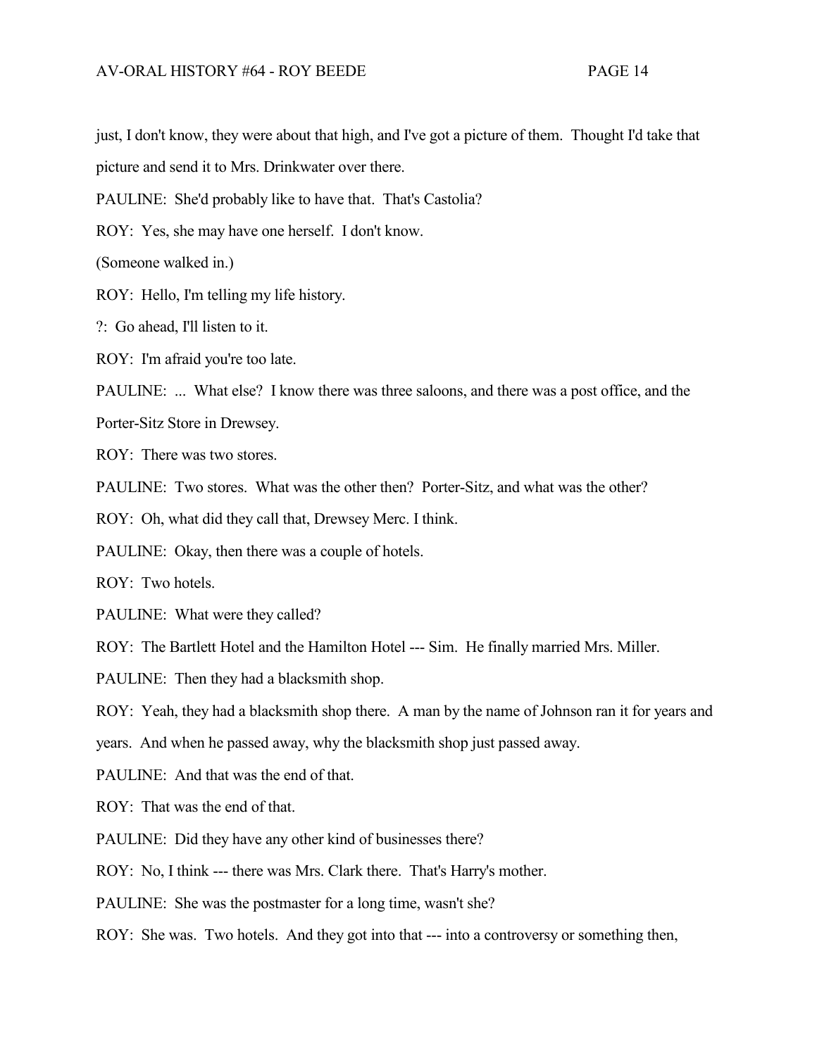just, I don't know, they were about that high, and I've got a picture of them. Thought I'd take that picture and send it to Mrs. Drinkwater over there.

PAULINE: She'd probably like to have that. That's Castolia?

ROY: Yes, she may have one herself. I don't know.

(Someone walked in.)

ROY: Hello, I'm telling my life history.

?: Go ahead, I'll listen to it.

ROY: I'm afraid you're too late.

PAULINE: ... What else? I know there was three saloons, and there was a post office, and the Porter-Sitz Store in Drewsey.

ROY: There was two stores.

PAULINE: Two stores. What was the other then? Porter-Sitz, and what was the other?

ROY: Oh, what did they call that, Drewsey Merc. I think.

PAULINE: Okay, then there was a couple of hotels.

ROY: Two hotels.

PAULINE: What were they called?

ROY: The Bartlett Hotel and the Hamilton Hotel --- Sim. He finally married Mrs. Miller.

PAULINE: Then they had a blacksmith shop.

ROY: Yeah, they had a blacksmith shop there. A man by the name of Johnson ran it for years and years. And when he passed away, why the blacksmith shop just passed away.

PAULINE: And that was the end of that.

ROY: That was the end of that.

PAULINE: Did they have any other kind of businesses there?

ROY: No, I think --- there was Mrs. Clark there. That's Harry's mother.

PAULINE: She was the postmaster for a long time, wasn't she?

ROY: She was. Two hotels. And they got into that --- into a controversy or something then,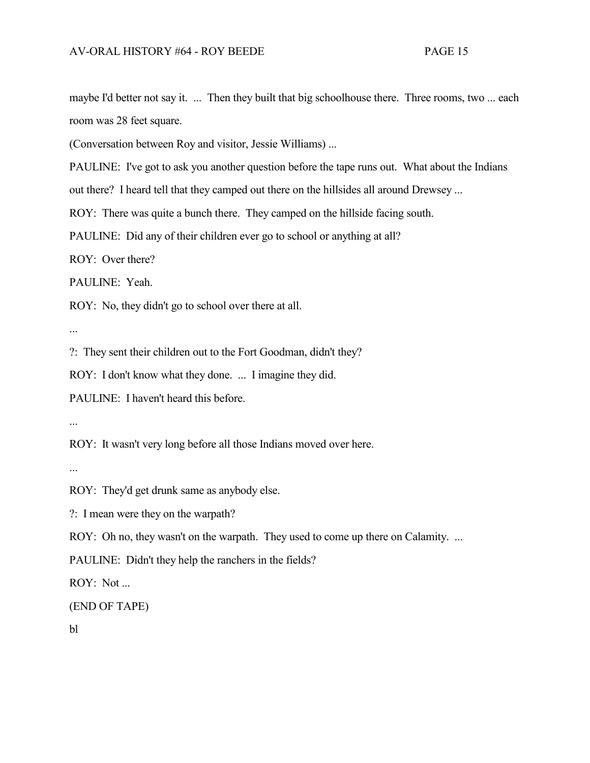maybe I'd better not say it. ... Then they built that big schoolhouse there. Three rooms, two ... each room was 28 feet square.

(Conversation between Roy and visitor, Jessie Williams) ...

PAULINE: I've got to ask you another question before the tape runs out. What about the Indians out there? I heard tell that they camped out there on the hillsides all around Drewsey ...

ROY: There was quite a bunch there. They camped on the hillside facing south.

PAULINE: Did any of their children ever go to school or anything at all?

ROY: Over there?

PAULINE: Yeah.

ROY: No, they didn't go to school over there at all.

...

?: They sent their children out to the Fort Goodman, didn't they?

ROY: I don't know what they done. ... I imagine they did.

PAULINE: I haven't heard this before.

...

ROY: It wasn't very long before all those Indians moved over here.

...

ROY: They'd get drunk same as anybody else.

?: I mean were they on the warpath?

ROY: Oh no, they wasn't on the warpath. They used to come up there on Calamity. ...

PAULINE: Didn't they help the ranchers in the fields?

ROY: Not ...

(END OF TAPE)

bl